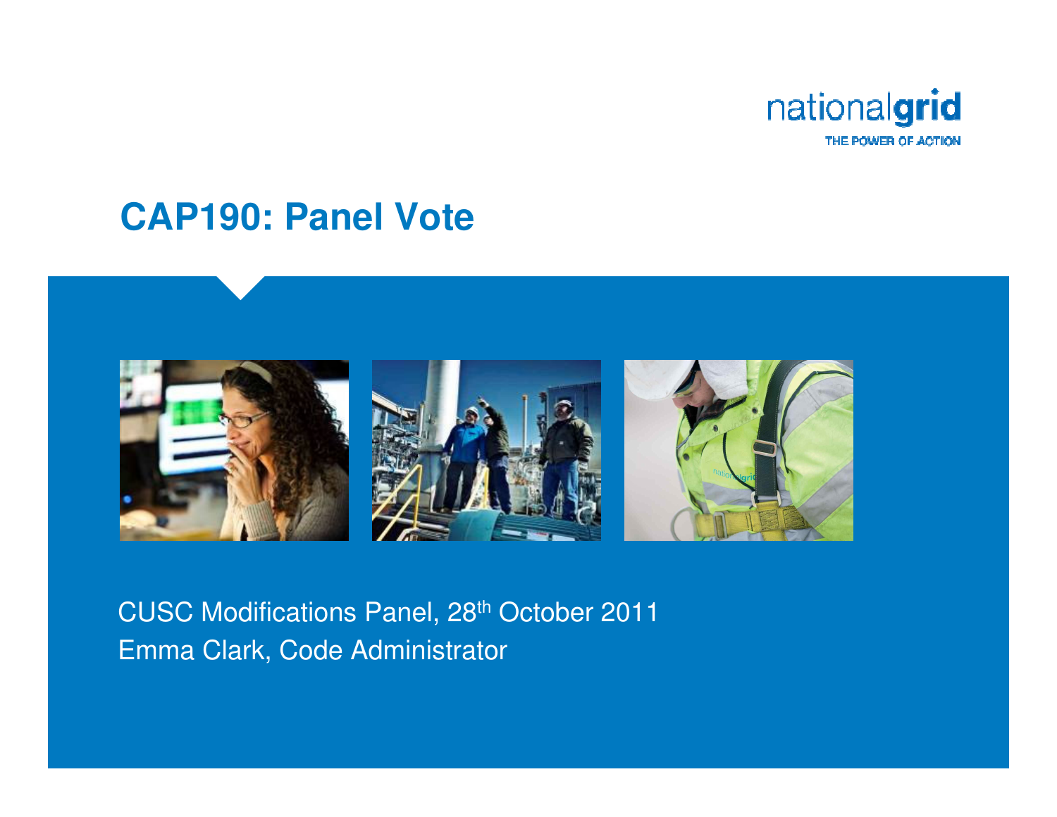nationalgrid

THE POWER OF ACTION

# CAP190: Panel Vote

CUSC Modifications Panel, 28th October 2011

Emma Clark, Code Administrator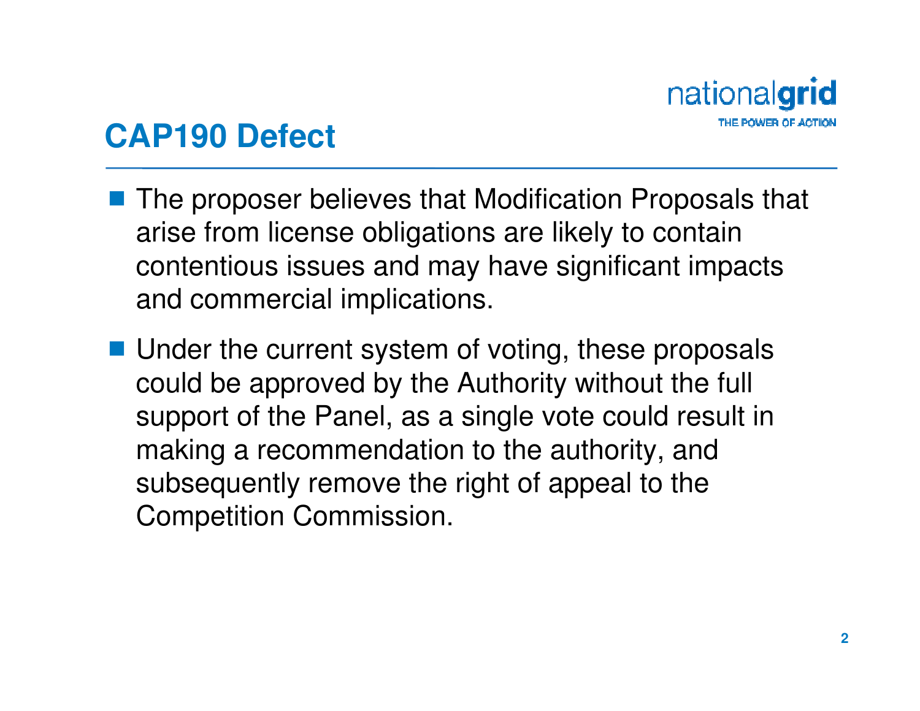# CAP190 Defect

- The proposer believes that Modification Proposals that arise from license obligations are likely to contain contentious issues and may have significant impacts and commercial implications.
- Under the current system of voting, these proposals could be approved by the Authority without the full support of the Panel, as a single vote could result in making a recommendation to the authority, and subsequently remove the right of appeal to the Competition Commission.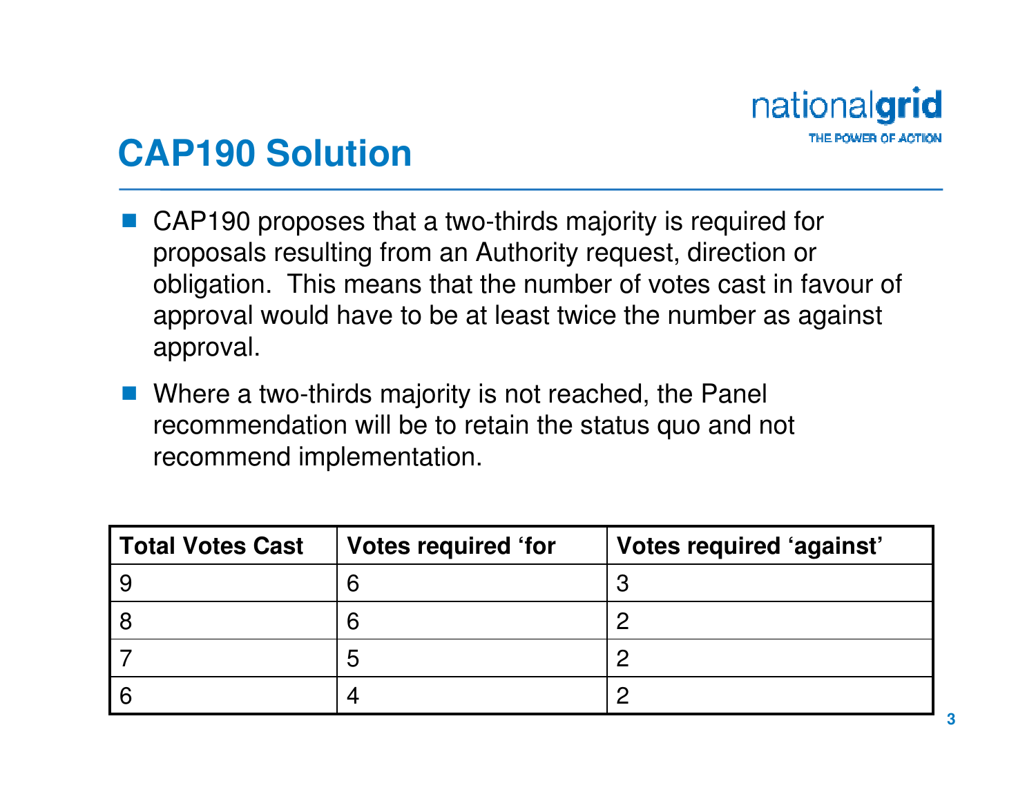# CAP190 Solution

- CAP190 proposes that a two-thirds majority is required for proposals resulting from an Authority request, direction or obligation.  This means that the number of votes cast in favour of approval would have to be at least twice the number as against approval.
- Where a two-thirds majority is not reached, the Panel recommendation will be to retain the status quo and not recommend implementation.

| Total Votes Cast | Votes required ‘for | Votes required ‘against’ |
|---|---|---|
| 9 | 6 | 3 |
| 8 | 6 | 2 |
| 7 | 5 | 2 |
| 6 | 4 | 2 |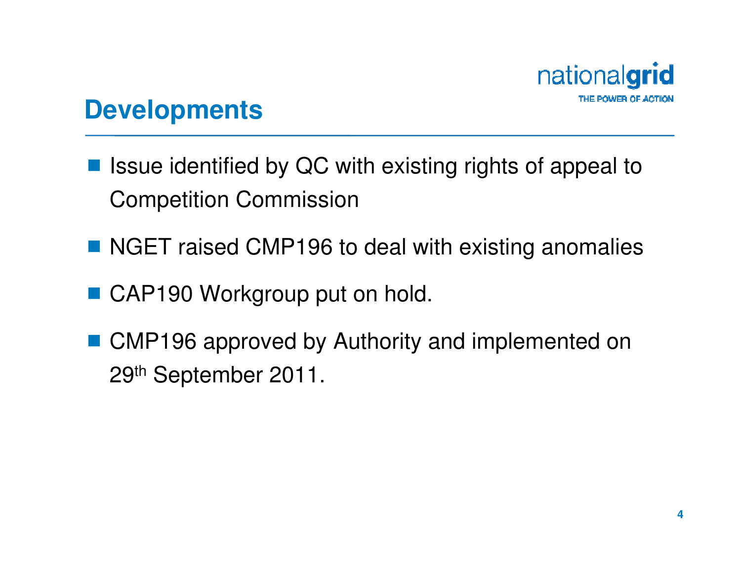# Developments

- Issue identified by QC with existing rights of appeal to Competition Commission
- NGET raised CMP196 to deal with existing anomalies
- CAP190 Workgroup put on hold.
- CMP196 approved by Authority and implemented on 29th September 2011.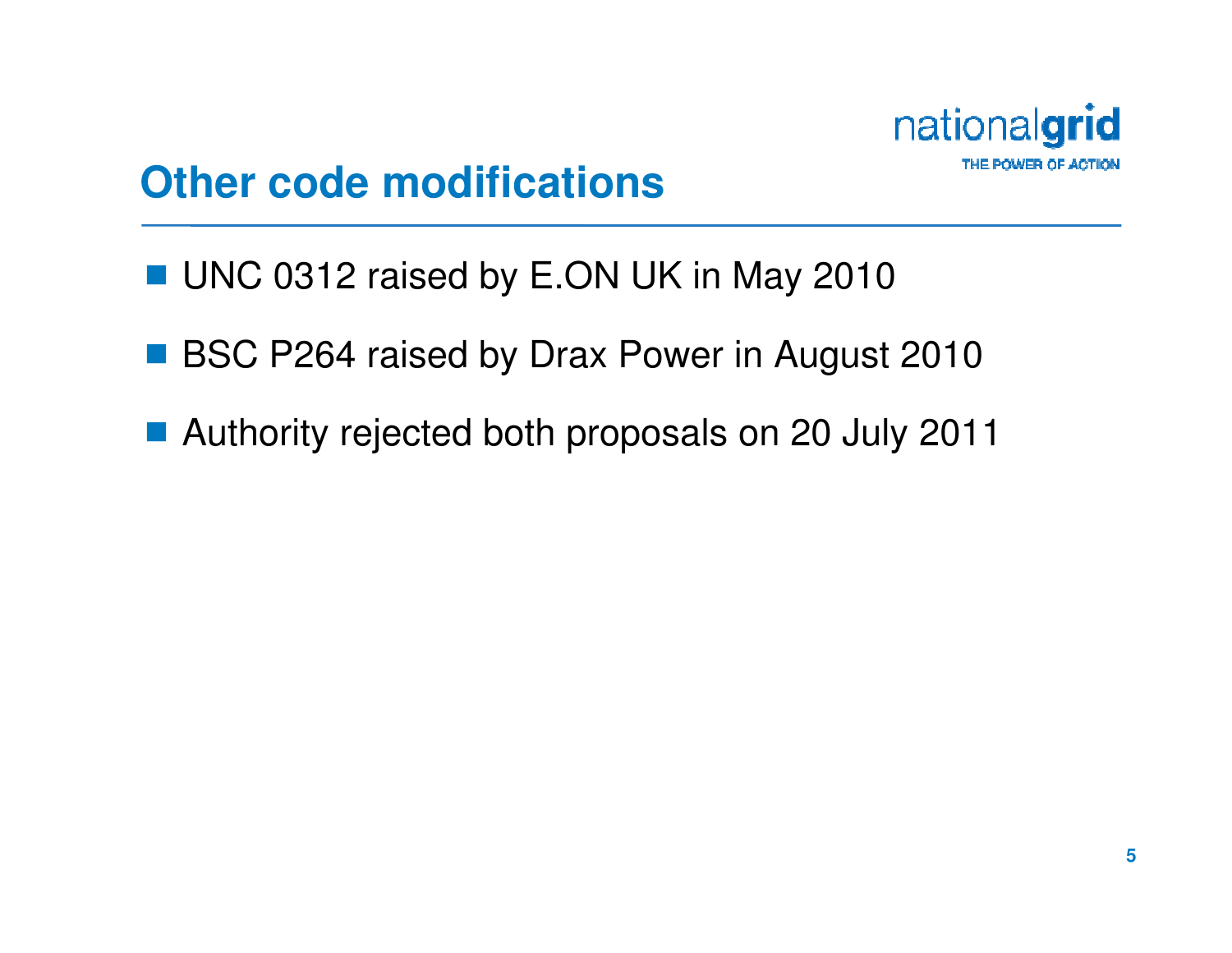# Other code modifications

- UNC 0312 raised by E.ON UK in May 2010
- BSC P264 raised by Drax Power in August 2010
- Authority rejected both proposals on 20 July 2011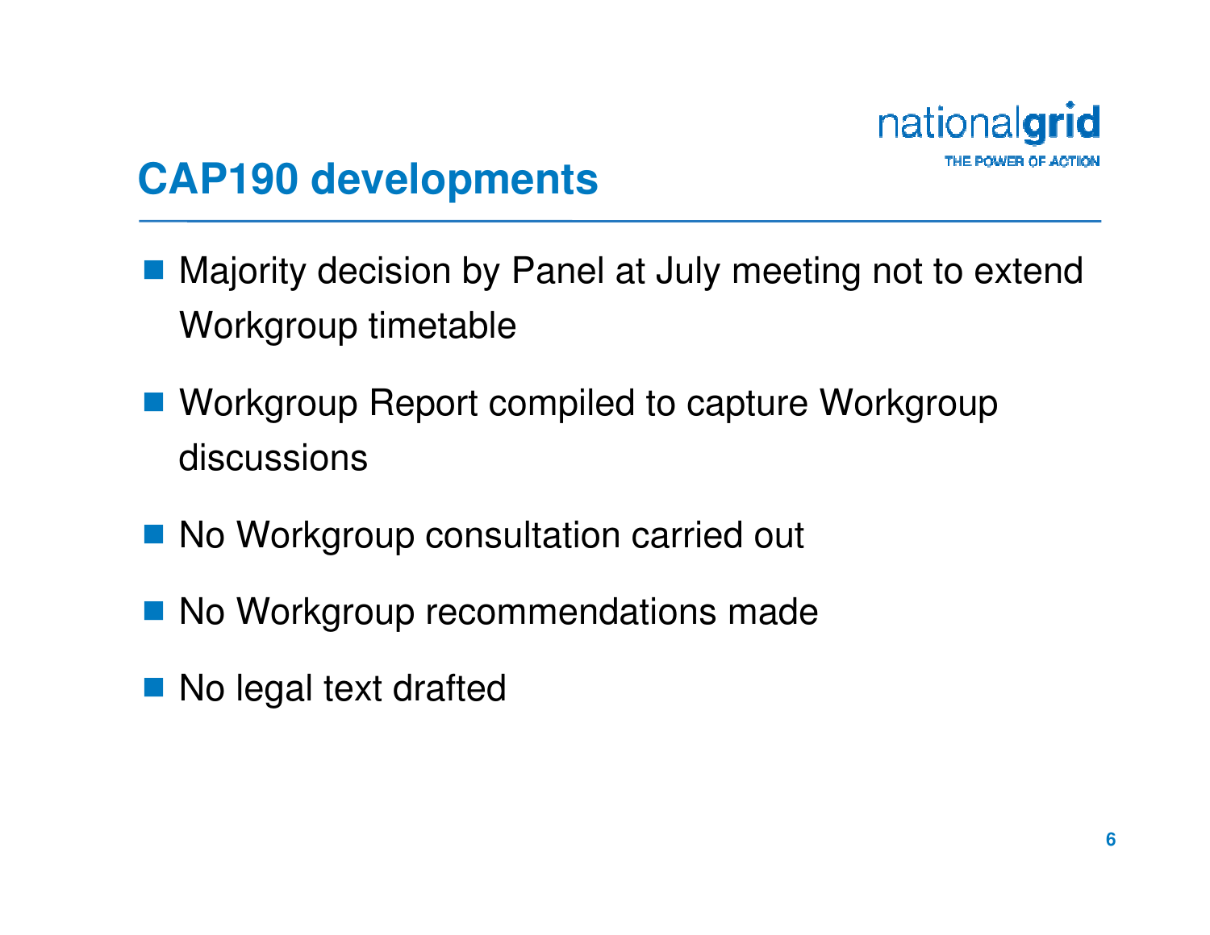# CAP190 developments

- Majority decision by Panel at July meeting not to extend Workgroup timetable
- Workgroup Report compiled to capture Workgroup discussions
- No Workgroup consultation carried out
- No Workgroup recommendations made
- No legal text drafted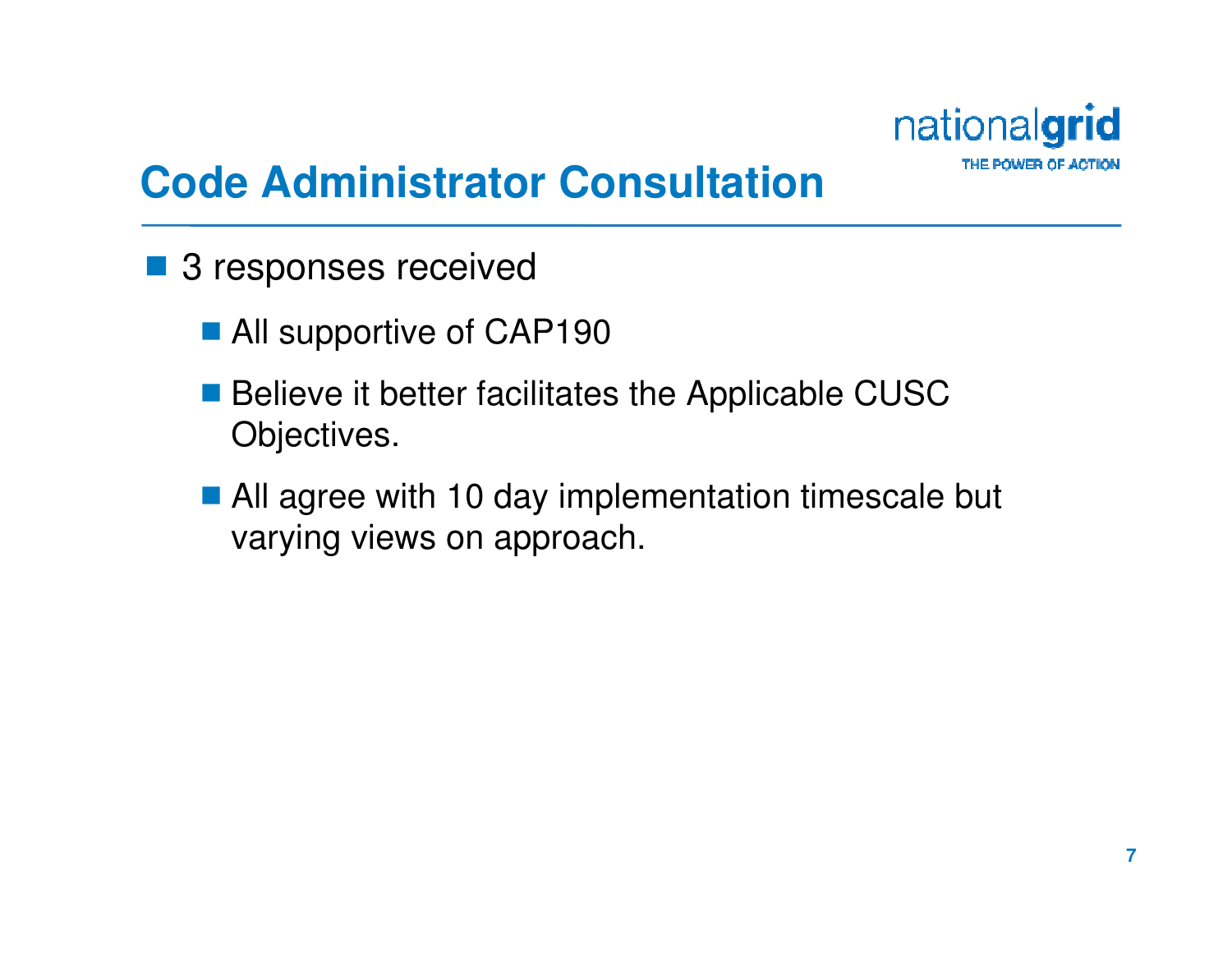# Code Administrator Consultation

- 3 responses received
  - All supportive of CAP190
  - Believe it better facilitates the Applicable CUSC Objectives.
  - All agree with 10 day implementation timescale but varying views on approach.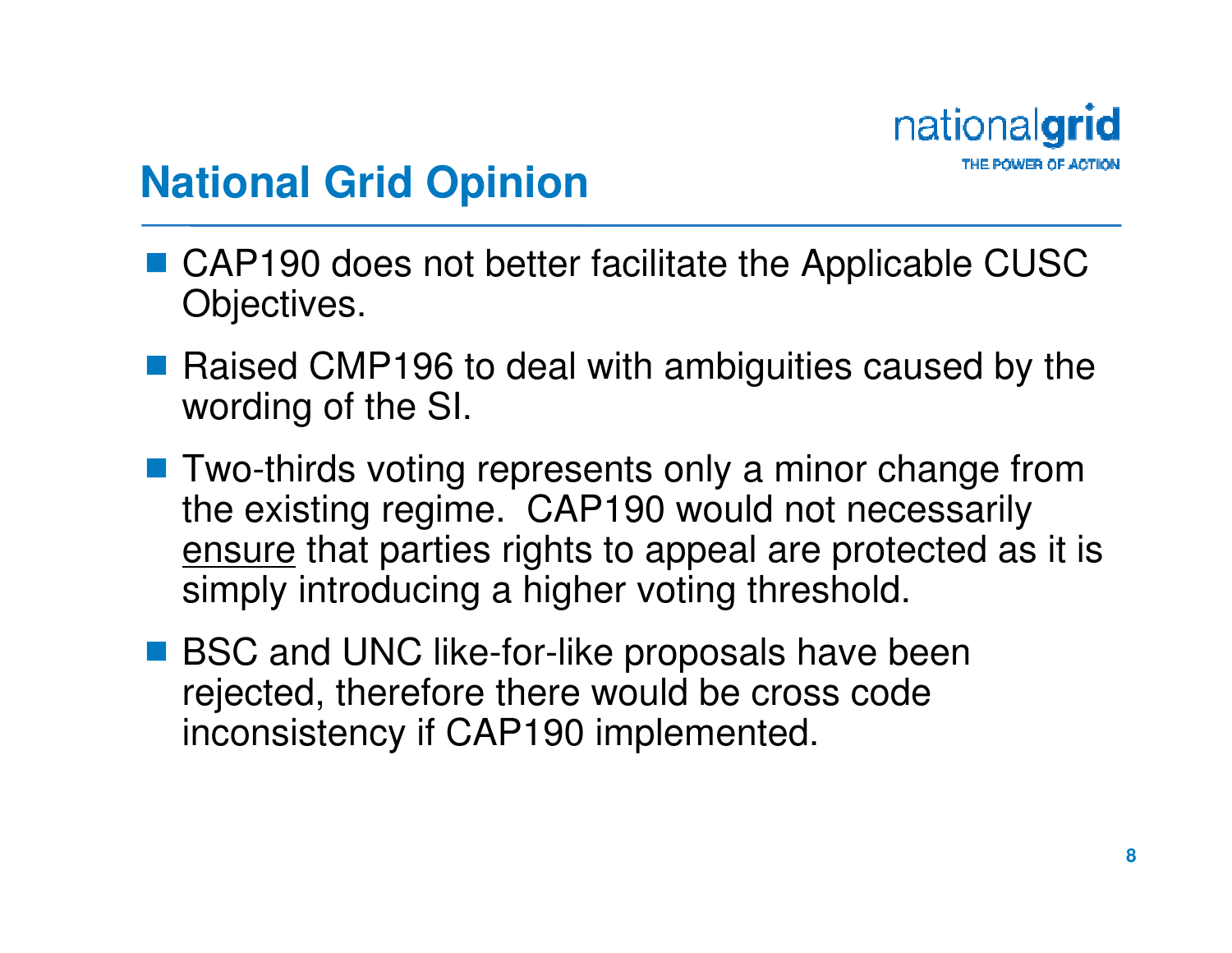# National Grid Opinion

- CAP190 does not better facilitate the Applicable CUSC Objectives.
- Raised CMP196 to deal with ambiguities caused by the wording of the SI.
- Two-thirds voting represents only a minor change from the existing regime. CAP190 would not necessarily <u>ensure</u> that parties rights to appeal are protected as it is simply introducing a higher voting threshold.
- BSC and UNC like-for-like proposals have been rejected, therefore there would be cross code inconsistency if CAP190 implemented.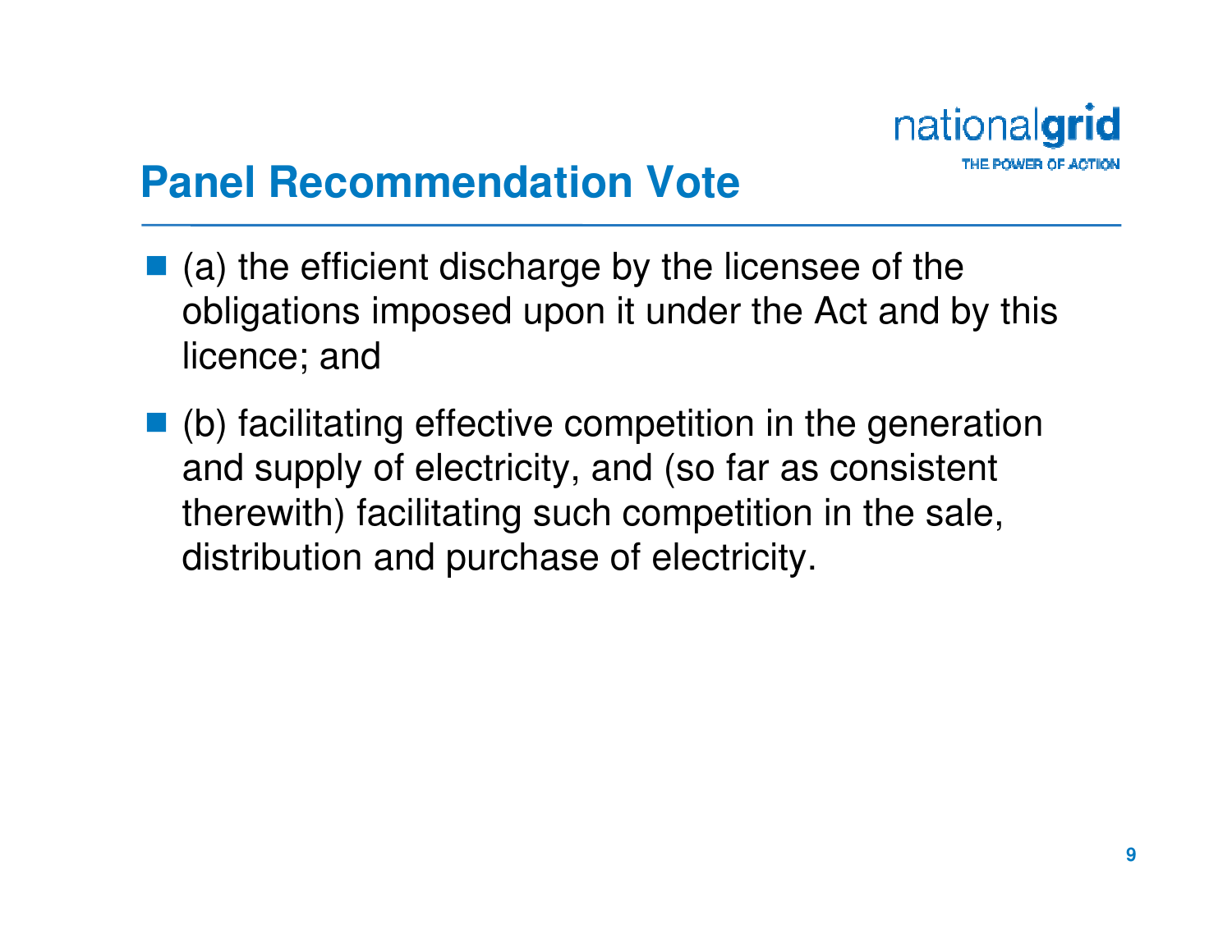## Panel Recommendation Vote

- (a) the efficient discharge by the licensee of the obligations imposed upon it under the Act and by this licence; and
- (b) facilitating effective competition in the generation and supply of electricity, and (so far as consistent therewith) facilitating such competition in the sale, distribution and purchase of electricity.